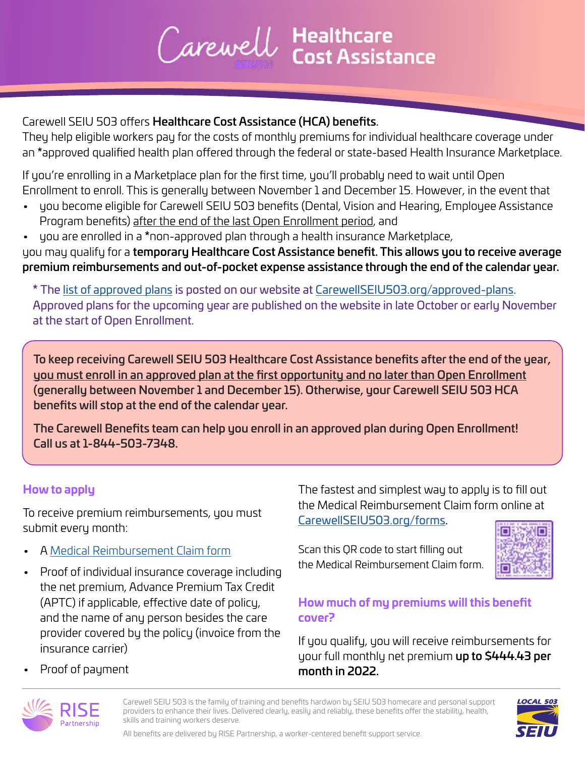# Carewell Healthcare Cost Assistance

Carewell SEIU 503 offers **Healthcare Cost Assistance (HCA) benefits**.
They help eligible workers pay for the costs of monthly premiums for individual healthcare coverage under an *approved qualified health plan offered through the federal or state-based Health Insurance Marketplace.

If you're enrolling in a Marketplace plan for the first time, you'll probably need to wait until Open Enrollment to enroll. This is generally between November 1 and December 15. However, in the event that

- you become eligible for Carewell SEIU 503 benefits (Dental, Vision and Hearing, Employee Assistance Program benefits) after the end of the last Open Enrollment period, and
- you are enrolled in a *non-approved plan through a health insurance Marketplace,

you may qualify for a **temporary Healthcare Cost Assistance benefit. This allows you to receive average premium reimbursements and out-of-pocket expense assistance through the end of the calendar year.**

* The list of approved plans is posted on our website at CarewellSEIU503.org/approved-plans. Approved plans for the upcoming year are published on the website in late October or early November at the start of Open Enrollment.

**To keep receiving Carewell SEIU 503 Healthcare Cost Assistance benefits after the end of the year, you must enroll in an approved plan at the first opportunity and no later than Open Enrollment (generally between November 1 and December 15). Otherwise, your Carewell SEIU 503 HCA benefits will stop at the end of the calendar year.**

**The Carewell Benefits team can help you enroll in an approved plan during Open Enrollment! Call us at 1-844-503-7348.**

## How to apply

To receive premium reimbursements, you must submit every month:

- A Medical Reimbursement Claim form
- Proof of individual insurance coverage including the net premium, Advance Premium Tax Credit (APTC) if applicable, effective date of policy, and the name of any person besides the care provider covered by the policy (invoice from the insurance carrier)
- Proof of payment

The fastest and simplest way to apply is to fill out the Medical Reimbursement Claim form online at CarewellSEIU503.org/forms.

Scan this QR code to start filling out the Medical Reimbursement Claim form.

## How much of my premiums will this benefit cover?

If you qualify, you will receive reimbursements for your full monthly net premium **up to $444.43 per month in 2022.**

Carewell SEIU 503 is the family of training and benefits hardwon by SEIU 503 homecare and personal support providers to enhance their lives. Delivered clearly, easily and reliably, these benefits offer the stability, health, skills and training workers deserve.

All benefits are delivered by RISE Partnership, a worker-centered benefit support service.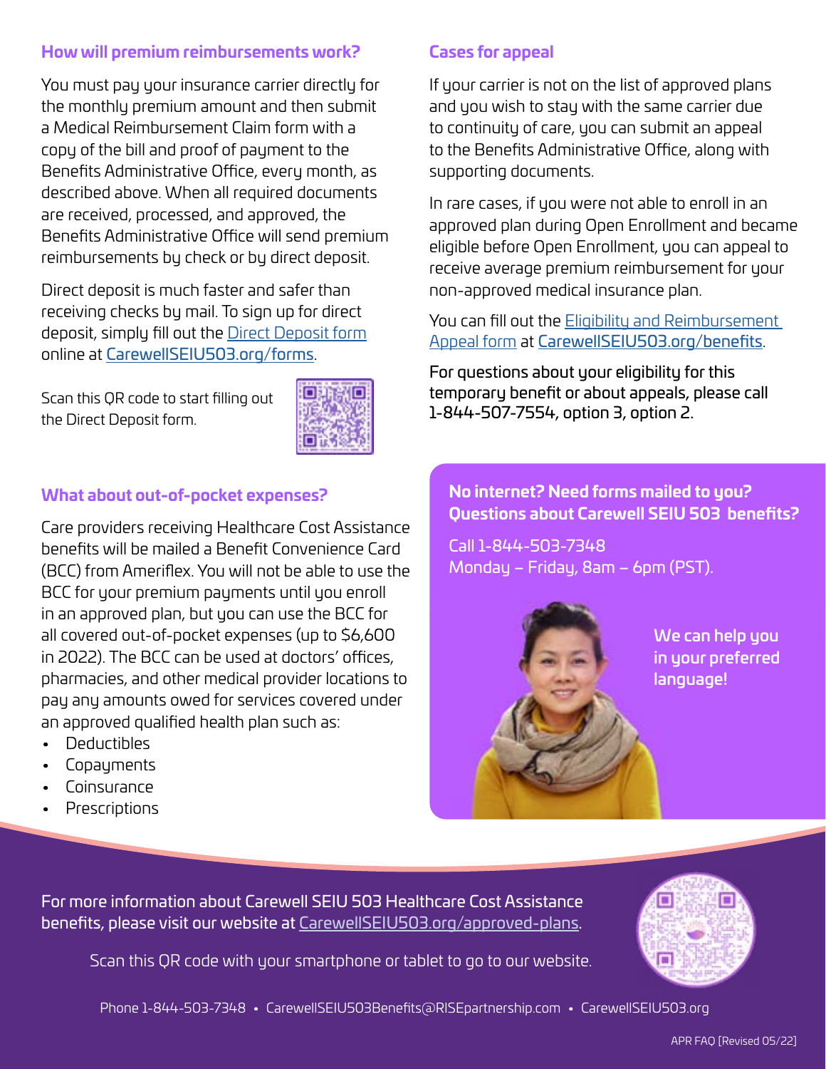## How will premium reimbursements work?

You must pay your insurance carrier directly for the monthly premium amount and then submit a Medical Reimbursement Claim form with a copy of the bill and proof of payment to the Benefits Administrative Office, every month, as described above. When all required documents are received, processed, and approved, the Benefits Administrative Office will send premium reimbursements by check or by direct deposit.

Direct deposit is much faster and safer than receiving checks by mail. To sign up for direct deposit, simply fill out the Direct Deposit form online at CarewellSEIU503.org/forms.

Scan this QR code to start filling out the Direct Deposit form.

## What about out-of-pocket expenses?

Care providers receiving Healthcare Cost Assistance benefits will be mailed a Benefit Convenience Card (BCC) from Ameriflex. You will not be able to use the BCC for your premium payments until you enroll in an approved plan, but you can use the BCC for all covered out-of-pocket expenses (up to $6,600 in 2022). The BCC can be used at doctors' offices, pharmacies, and other medical provider locations to pay any amounts owed for services covered under an approved qualified health plan such as:

- Deductibles
- Copayments
- Coinsurance
- Prescriptions

## Cases for appeal

If your carrier is not on the list of approved plans and you wish to stay with the same carrier due to continuity of care, you can submit an appeal to the Benefits Administrative Office, along with supporting documents.

In rare cases, if you were not able to enroll in an approved plan during Open Enrollment and became eligible before Open Enrollment, you can appeal to receive average premium reimbursement for your non-approved medical insurance plan.

You can fill out the Eligibility and Reimbursement Appeal form at CarewellSEIU503.org/benefits.

For questions about your eligibility for this temporary benefit or about appeals, please call 1-844-507-7554, option 3, option 2.

**No internet? Need forms mailed to you? Questions about Carewell SEIU 503 benefits?**

Call 1-844-503-7348
Monday – Friday, 8am – 6pm (PST).

We can help you in your preferred language!

For more information about Carewell SEIU 503 Healthcare Cost Assistance benefits, please visit our website at CarewellSEIU503.org/approved-plans.

Scan this QR code with your smartphone or tablet to go to our website.

Phone 1-844-503-7348 • CarewellSEIU503Benefits@RISEpartnership.com • CarewellSEIU503.org

APR FAQ [Revised 05/22]